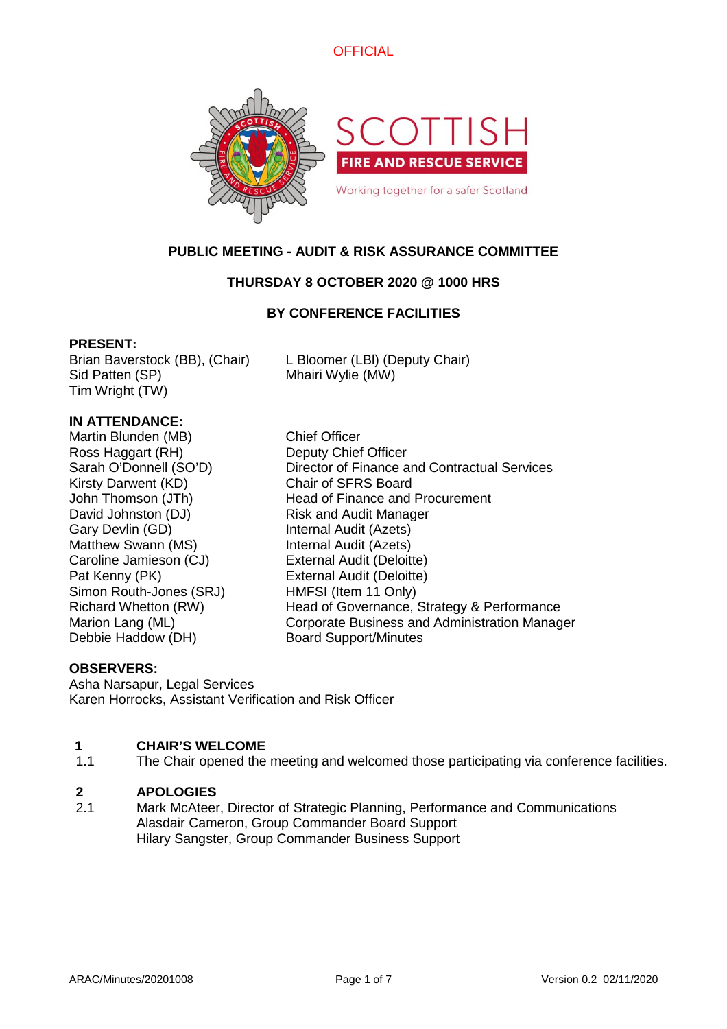OFFICIAL

SCOTTISH FIRE AND RESCUE SERVICE

Working together for a safer Scotland

**PUBLIC MEETING - AUDIT & RISK ASSURANCE COMMITTEE**

**THURSDAY 8 OCTOBER 2020 @ 1000 HRS**

**BY CONFERENCE FACILITIES**

**PRESENT:**

| | |
|---|---|
| Brian Baverstock (BB), (Chair) | L Bloomer (LBl) (Deputy Chair) |
| Sid Patten (SP) | Mhairi Wylie (MW) |
| Tim Wright (TW) | |

**IN ATTENDANCE:**

| | |
|---|---|
| Martin Blunden (MB) | Chief Officer |
| Ross Haggart (RH) | Deputy Chief Officer |
| Sarah O'Donnell (SO'D) | Director of Finance and Contractual Services |
| Kirsty Darwent (KD) | Chair of SFRS Board |
| John Thomson (JTh) | Head of Finance and Procurement |
| David Johnston (DJ) | Risk and Audit Manager |
| Gary Devlin (GD) | Internal Audit (Azets) |
| Matthew Swann (MS) | Internal Audit (Azets) |
| Caroline Jamieson (CJ) | External Audit (Deloitte) |
| Pat Kenny (PK) | External Audit (Deloitte) |
| Simon Routh-Jones (SRJ) | HMFSI (Item 11 Only) |
| Richard Whetton (RW) | Head of Governance, Strategy & Performance |
| Marion Lang (ML) | Corporate Business and Administration Manager |
| Debbie Haddow (DH) | Board Support/Minutes |

**OBSERVERS:**

Asha Narsapur, Legal Services
Karen Horrocks, Assistant Verification and Risk Officer

## 1 CHAIR'S WELCOME

1.1 The Chair opened the meeting and welcomed those participating via conference facilities.

## 2 APOLOGIES

2.1 Mark McAteer, Director of Strategic Planning, Performance and Communications
Alasdair Cameron, Group Commander Board Support
Hilary Sangster, Group Commander Business Support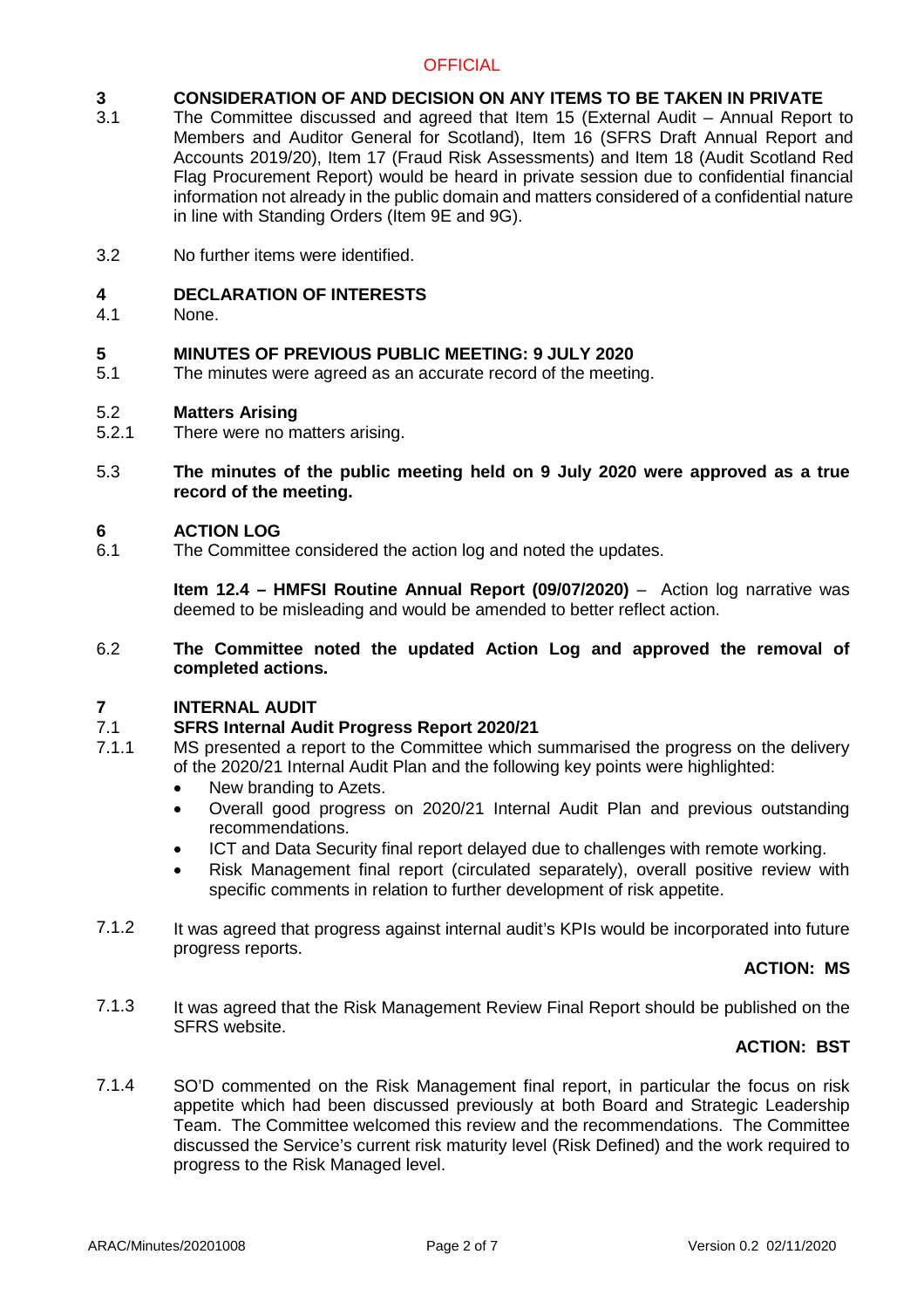## 3 CONSIDERATION OF AND DECISION ON ANY ITEMS TO BE TAKEN IN PRIVATE

3.1 The Committee discussed and agreed that Item 15 (External Audit – Annual Report to Members and Auditor General for Scotland), Item 16 (SFRS Draft Annual Report and Accounts 2019/20), Item 17 (Fraud Risk Assessments) and Item 18 (Audit Scotland Red Flag Procurement Report) would be heard in private session due to confidential financial information not already in the public domain and matters considered of a confidential nature in line with Standing Orders (Item 9E and 9G).

3.2 No further items were identified.

## 4 DECLARATION OF INTERESTS

4.1 None.

## 5 MINUTES OF PREVIOUS PUBLIC MEETING: 9 JULY 2020

5.1 The minutes were agreed as an accurate record of the meeting.

### 5.2 Matters Arising

5.2.1 There were no matters arising.

5.3 **The minutes of the public meeting held on 9 July 2020 were approved as a true record of the meeting.**

## 6 ACTION LOG

6.1 The Committee considered the action log and noted the updates.

**Item 12.4 – HMFSI Routine Annual Report (09/07/2020)** – Action log narrative was deemed to be misleading and would be amended to better reflect action.

6.2 **The Committee noted the updated Action Log and approved the removal of completed actions.**

## 7 INTERNAL AUDIT

### 7.1 SFRS Internal Audit Progress Report 2020/21

7.1.1 MS presented a report to the Committee which summarised the progress on the delivery of the 2020/21 Internal Audit Plan and the following key points were highlighted:

- New branding to Azets.
- Overall good progress on 2020/21 Internal Audit Plan and previous outstanding recommendations.
- ICT and Data Security final report delayed due to challenges with remote working.
- Risk Management final report (circulated separately), overall positive review with specific comments in relation to further development of risk appetite.

7.1.2 It was agreed that progress against internal audit's KPIs would be incorporated into future progress reports.

**ACTION: MS**

7.1.3 It was agreed that the Risk Management Review Final Report should be published on the SFRS website.

**ACTION: BST**

7.1.4 SO'D commented on the Risk Management final report, in particular the focus on risk appetite which had been discussed previously at both Board and Strategic Leadership Team. The Committee welcomed this review and the recommendations. The Committee discussed the Service's current risk maturity level (Risk Defined) and the work required to progress to the Risk Managed level.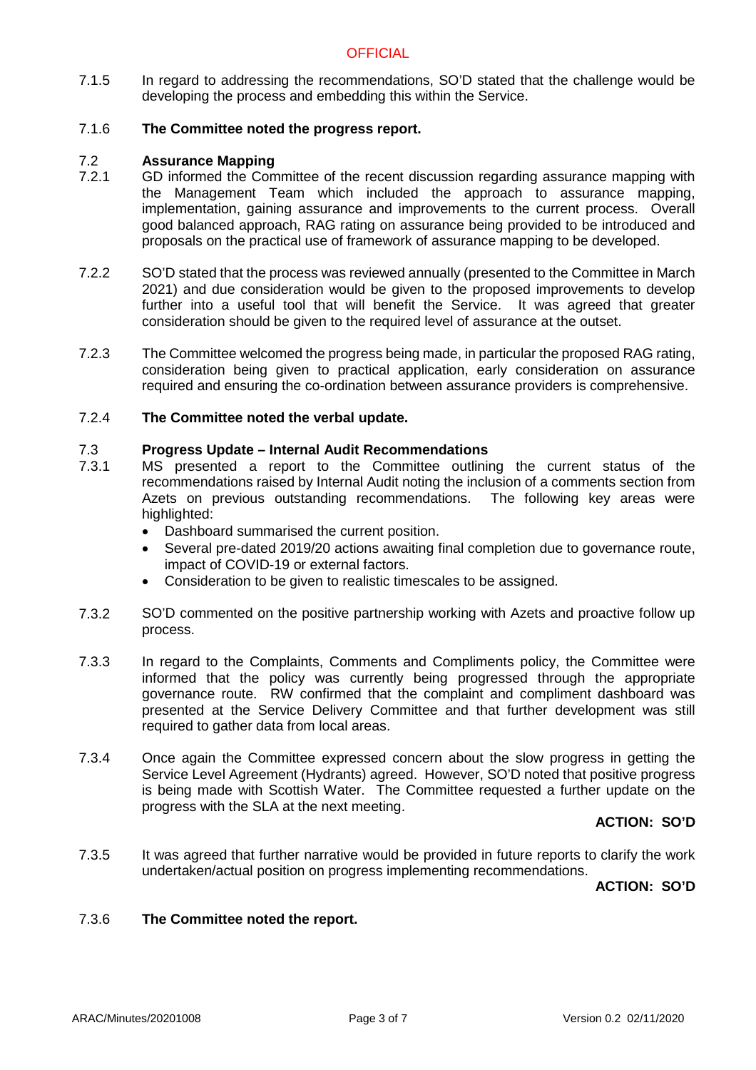7.1.5 In regard to addressing the recommendations, SO'D stated that the challenge would be developing the process and embedding this within the Service.

7.1.6 **The Committee noted the progress report.**

7.2 **Assurance Mapping**

7.2.1 GD informed the Committee of the recent discussion regarding assurance mapping with the Management Team which included the approach to assurance mapping, implementation, gaining assurance and improvements to the current process. Overall good balanced approach, RAG rating on assurance being provided to be introduced and proposals on the practical use of framework of assurance mapping to be developed.

7.2.2 SO'D stated that the process was reviewed annually (presented to the Committee in March 2021) and due consideration would be given to the proposed improvements to develop further into a useful tool that will benefit the Service. It was agreed that greater consideration should be given to the required level of assurance at the outset.

7.2.3 The Committee welcomed the progress being made, in particular the proposed RAG rating, consideration being given to practical application, early consideration on assurance required and ensuring the co-ordination between assurance providers is comprehensive.

7.2.4 **The Committee noted the verbal update.**

7.3 **Progress Update – Internal Audit Recommendations**

7.3.1 MS presented a report to the Committee outlining the current status of the recommendations raised by Internal Audit noting the inclusion of a comments section from Azets on previous outstanding recommendations. The following key areas were highlighted:

- Dashboard summarised the current position.
- Several pre-dated 2019/20 actions awaiting final completion due to governance route, impact of COVID-19 or external factors.
- Consideration to be given to realistic timescales to be assigned.

7.3.2 SO'D commented on the positive partnership working with Azets and proactive follow up process.

7.3.3 In regard to the Complaints, Comments and Compliments policy, the Committee were informed that the policy was currently being progressed through the appropriate governance route. RW confirmed that the complaint and compliment dashboard was presented at the Service Delivery Committee and that further development was still required to gather data from local areas.

7.3.4 Once again the Committee expressed concern about the slow progress in getting the Service Level Agreement (Hydrants) agreed. However, SO'D noted that positive progress is being made with Scottish Water. The Committee requested a further update on the progress with the SLA at the next meeting.

**ACTION: SO'D**

7.3.5 It was agreed that further narrative would be provided in future reports to clarify the work undertaken/actual position on progress implementing recommendations.

**ACTION: SO'D**

7.3.6 **The Committee noted the report.**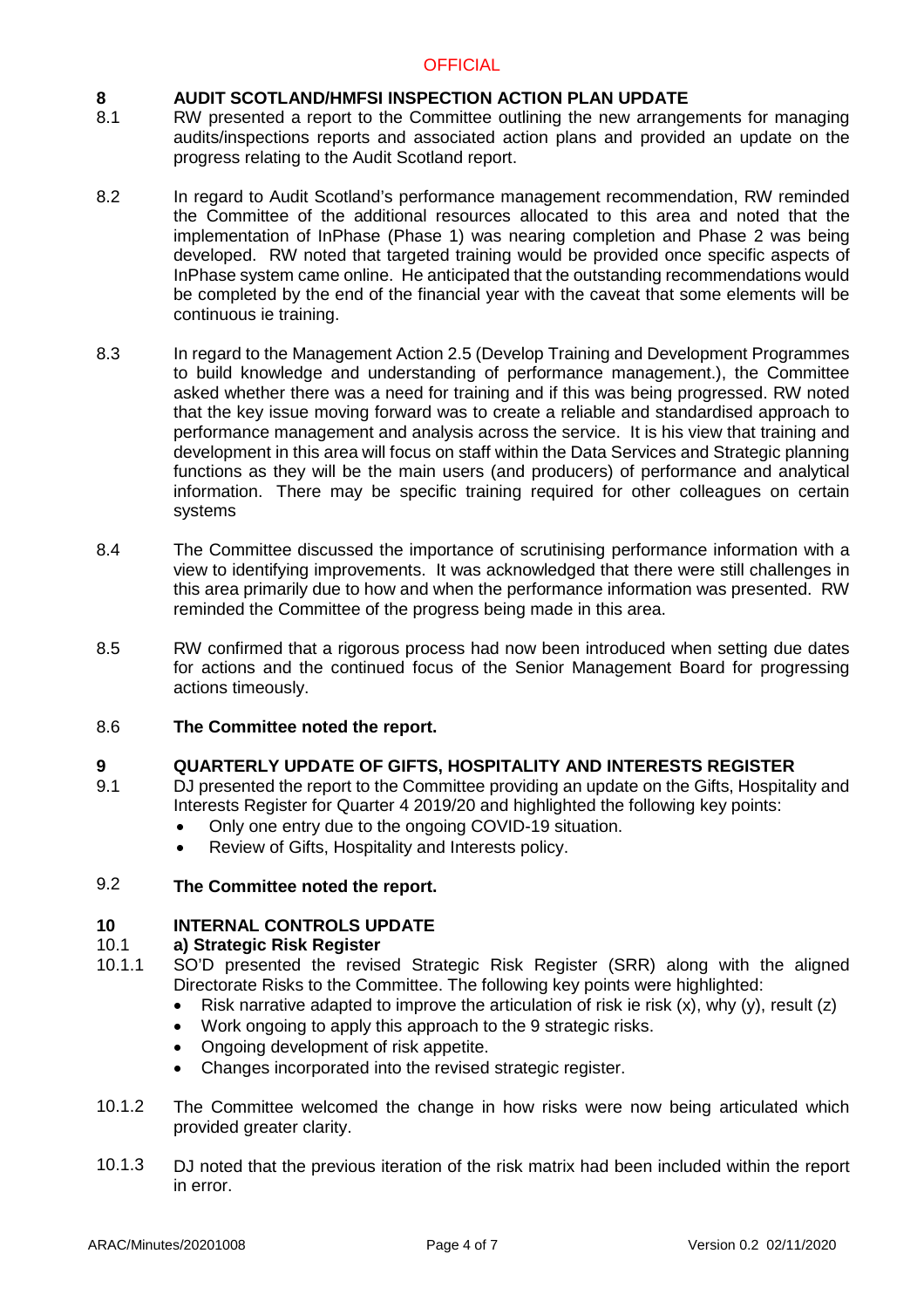## 8 AUDIT SCOTLAND/HMFSI INSPECTION ACTION PLAN UPDATE

8.1 RW presented a report to the Committee outlining the new arrangements for managing audits/inspections reports and associated action plans and provided an update on the progress relating to the Audit Scotland report.

8.2 In regard to Audit Scotland's performance management recommendation, RW reminded the Committee of the additional resources allocated to this area and noted that the implementation of InPhase (Phase 1) was nearing completion and Phase 2 was being developed. RW noted that targeted training would be provided once specific aspects of InPhase system came online. He anticipated that the outstanding recommendations would be completed by the end of the financial year with the caveat that some elements will be continuous ie training.

8.3 In regard to the Management Action 2.5 (Develop Training and Development Programmes to build knowledge and understanding of performance management.), the Committee asked whether there was a need for training and if this was being progressed. RW noted that the key issue moving forward was to create a reliable and standardised approach to performance management and analysis across the service. It is his view that training and development in this area will focus on staff within the Data Services and Strategic planning functions as they will be the main users (and producers) of performance and analytical information. There may be specific training required for other colleagues on certain systems

8.4 The Committee discussed the importance of scrutinising performance information with a view to identifying improvements. It was acknowledged that there were still challenges in this area primarily due to how and when the performance information was presented. RW reminded the Committee of the progress being made in this area.

8.5 RW confirmed that a rigorous process had now been introduced when setting due dates for actions and the continued focus of the Senior Management Board for progressing actions timeously.

8.6 **The Committee noted the report.**

## 9 QUARTERLY UPDATE OF GIFTS, HOSPITALITY AND INTERESTS REGISTER

9.1 DJ presented the report to the Committee providing an update on the Gifts, Hospitality and Interests Register for Quarter 4 2019/20 and highlighted the following key points:

- Only one entry due to the ongoing COVID-19 situation.
- Review of Gifts, Hospitality and Interests policy.

9.2 **The Committee noted the report.**

## 10 INTERNAL CONTROLS UPDATE

### 10.1 a) Strategic Risk Register

10.1.1 SO'D presented the revised Strategic Risk Register (SRR) along with the aligned Directorate Risks to the Committee. The following key points were highlighted:

- Risk narrative adapted to improve the articulation of risk ie risk (x), why (y), result (z)
- Work ongoing to apply this approach to the 9 strategic risks.
- Ongoing development of risk appetite.
- Changes incorporated into the revised strategic register.

10.1.2 The Committee welcomed the change in how risks were now being articulated which provided greater clarity.

10.1.3 DJ noted that the previous iteration of the risk matrix had been included within the report in error.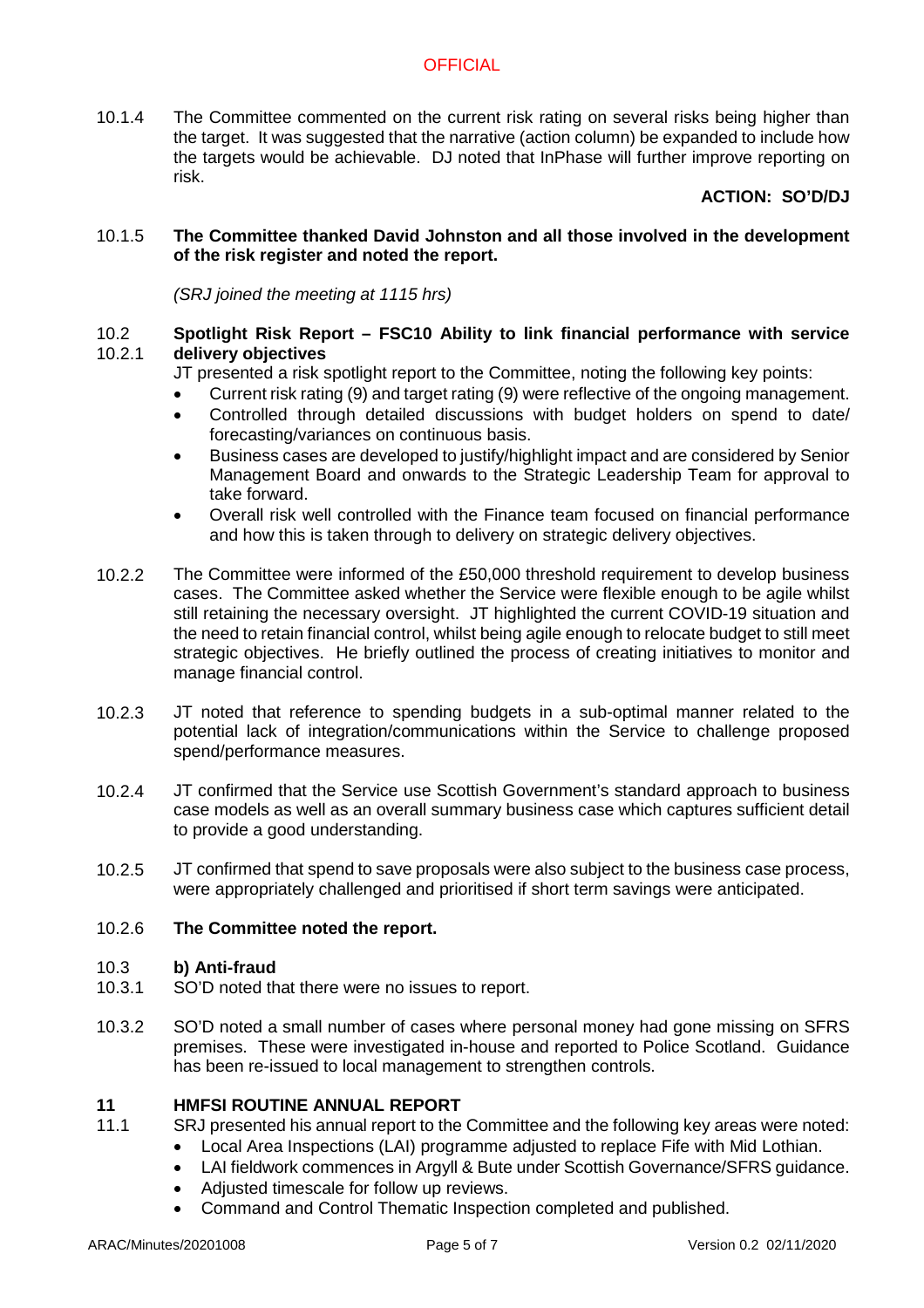10.1.4 The Committee commented on the current risk rating on several risks being higher than the target. It was suggested that the narrative (action column) be expanded to include how the targets would be achievable. DJ noted that InPhase will further improve reporting on risk.

**ACTION: SO'D/DJ**

10.1.5 **The Committee thanked David Johnston and all those involved in the development of the risk register and noted the report.**

*(SRJ joined the meeting at 1115 hrs)*

10.2 **Spotlight Risk Report – FSC10 Ability to link financial performance with service delivery objectives**

10.2.1 JT presented a risk spotlight report to the Committee, noting the following key points:

- Current risk rating (9) and target rating (9) were reflective of the ongoing management.
- Controlled through detailed discussions with budget holders on spend to date/ forecasting/variances on continuous basis.
- Business cases are developed to justify/highlight impact and are considered by Senior Management Board and onwards to the Strategic Leadership Team for approval to take forward.
- Overall risk well controlled with the Finance team focused on financial performance and how this is taken through to delivery on strategic delivery objectives.

10.2.2 The Committee were informed of the £50,000 threshold requirement to develop business cases. The Committee asked whether the Service were flexible enough to be agile whilst still retaining the necessary oversight. JT highlighted the current COVID-19 situation and the need to retain financial control, whilst being agile enough to relocate budget to still meet strategic objectives. He briefly outlined the process of creating initiatives to monitor and manage financial control.

10.2.3 JT noted that reference to spending budgets in a sub-optimal manner related to the potential lack of integration/communications within the Service to challenge proposed spend/performance measures.

10.2.4 JT confirmed that the Service use Scottish Government's standard approach to business case models as well as an overall summary business case which captures sufficient detail to provide a good understanding.

10.2.5 JT confirmed that spend to save proposals were also subject to the business case process, were appropriately challenged and prioritised if short term savings were anticipated.

10.2.6 **The Committee noted the report.**

10.3 **b) Anti-fraud**

10.3.1 SO'D noted that there were no issues to report.

10.3.2 SO'D noted a small number of cases where personal money had gone missing on SFRS premises. These were investigated in-house and reported to Police Scotland. Guidance has been re-issued to local management to strengthen controls.

## 11 HMFSI ROUTINE ANNUAL REPORT

11.1 SRJ presented his annual report to the Committee and the following key areas were noted:

- Local Area Inspections (LAI) programme adjusted to replace Fife with Mid Lothian.
- LAI fieldwork commences in Argyll & Bute under Scottish Governance/SFRS guidance.
- Adjusted timescale for follow up reviews.
- Command and Control Thematic Inspection completed and published.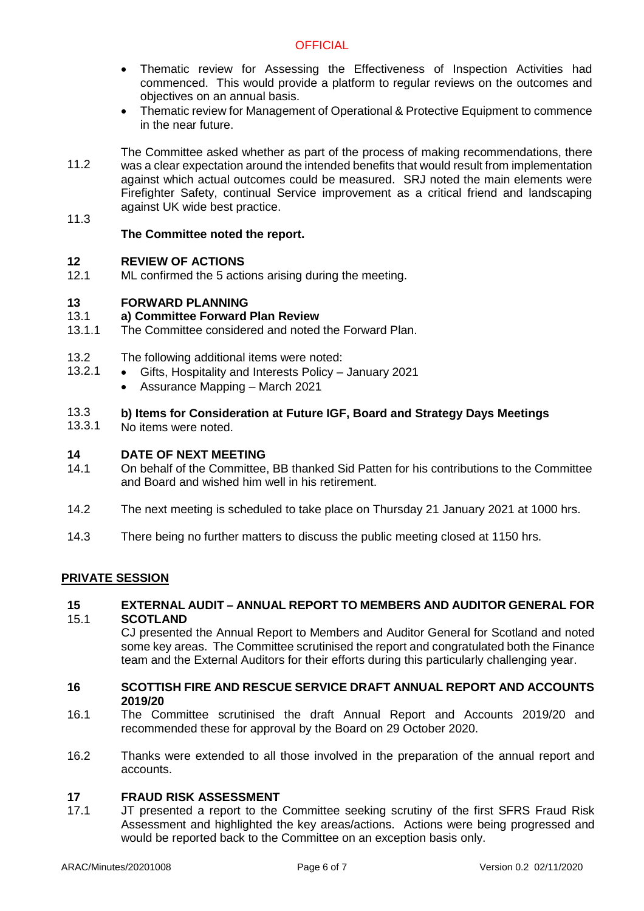- Thematic review for Assessing the Effectiveness of Inspection Activities had commenced. This would provide a platform to regular reviews on the outcomes and objectives on an annual basis.
- Thematic review for Management of Operational & Protective Equipment to commence in the near future.

11.2 The Committee asked whether as part of the process of making recommendations, there was a clear expectation around the intended benefits that would result from implementation against which actual outcomes could be measured. SRJ noted the main elements were Firefighter Safety, continual Service improvement as a critical friend and landscaping against UK wide best practice.

11.3 **The Committee noted the report.**

## 12 REVIEW OF ACTIONS

12.1 ML confirmed the 5 actions arising during the meeting.

## 13 FORWARD PLANNING

13.1 **a) Committee Forward Plan Review**

13.1.1 The Committee considered and noted the Forward Plan.

13.2 The following additional items were noted:

13.2.1
- Gifts, Hospitality and Interests Policy – January 2021
- Assurance Mapping – March 2021

13.3 **b) Items for Consideration at Future IGF, Board and Strategy Days Meetings**

13.3.1 No items were noted.

## 14 DATE OF NEXT MEETING

14.1 On behalf of the Committee, BB thanked Sid Patten for his contributions to the Committee and Board and wished him well in his retirement.

14.2 The next meeting is scheduled to take place on Thursday 21 January 2021 at 1000 hrs.

14.3 There being no further matters to discuss the public meeting closed at 1150 hrs.

**PRIVATE SESSION**

## 15 EXTERNAL AUDIT – ANNUAL REPORT TO MEMBERS AND AUDITOR GENERAL FOR SCOTLAND

15.1 CJ presented the Annual Report to Members and Auditor General for Scotland and noted some key areas. The Committee scrutinised the report and congratulated both the Finance team and the External Auditors for their efforts during this particularly challenging year.

## 16 SCOTTISH FIRE AND RESCUE SERVICE DRAFT ANNUAL REPORT AND ACCOUNTS 2019/20

16.1 The Committee scrutinised the draft Annual Report and Accounts 2019/20 and recommended these for approval by the Board on 29 October 2020.

16.2 Thanks were extended to all those involved in the preparation of the annual report and accounts.

## 17 FRAUD RISK ASSESSMENT

17.1 JT presented a report to the Committee seeking scrutiny of the first SFRS Fraud Risk Assessment and highlighted the key areas/actions. Actions were being progressed and would be reported back to the Committee on an exception basis only.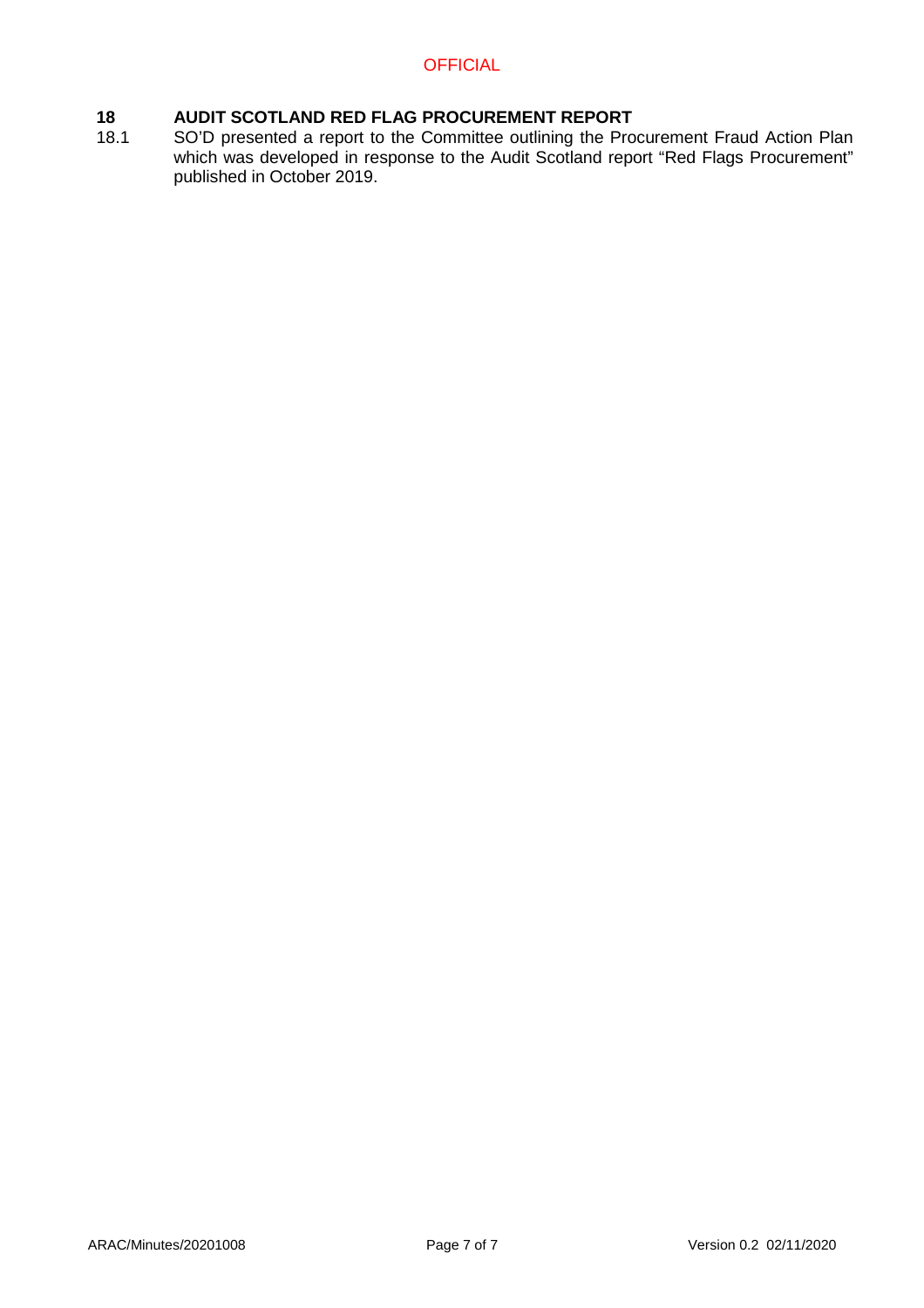**18 AUDIT SCOTLAND RED FLAG PROCUREMENT REPORT**

18.1 SO'D presented a report to the Committee outlining the Procurement Fraud Action Plan which was developed in response to the Audit Scotland report "Red Flags Procurement" published in October 2019.